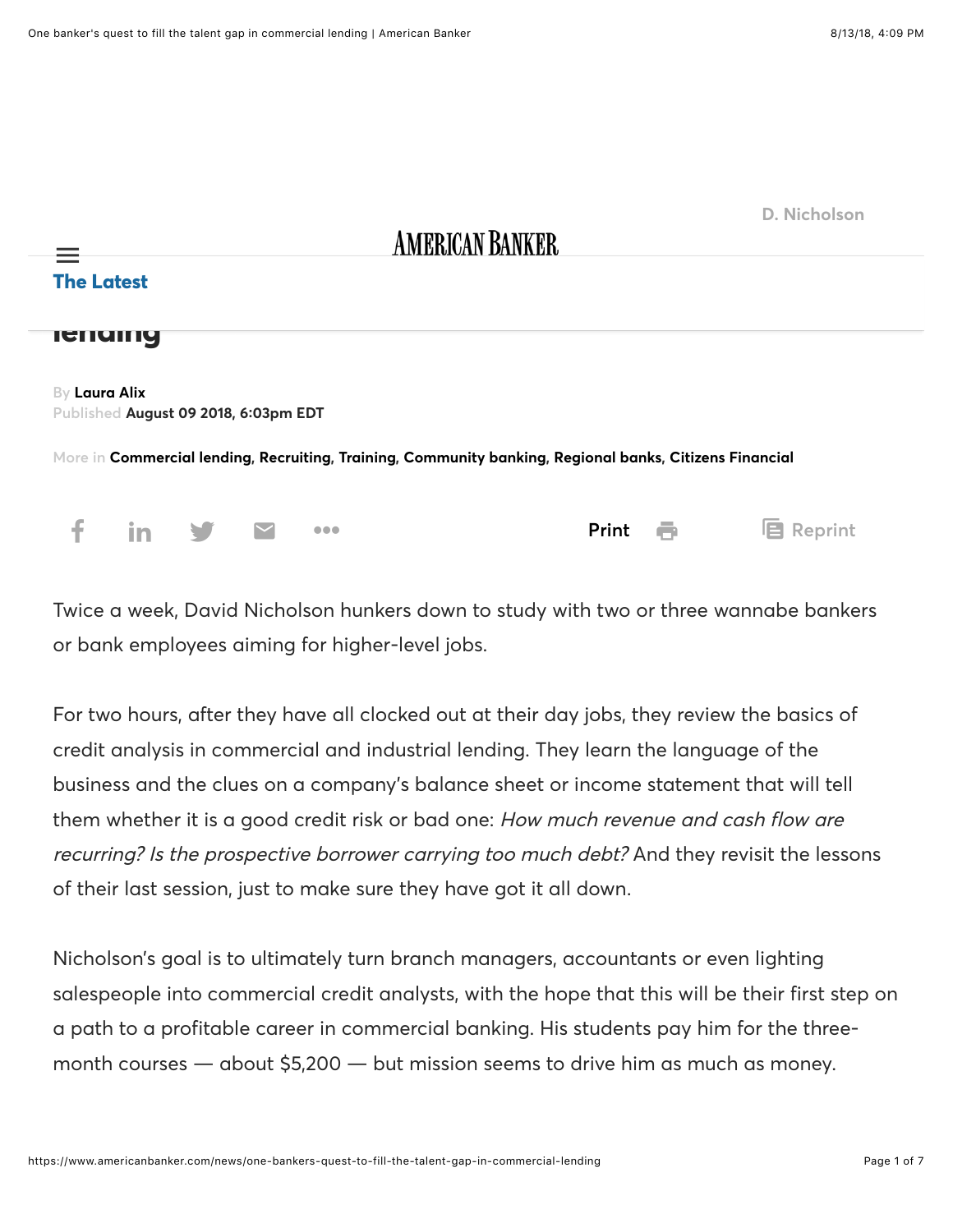lending

By **Laura Alix**
Published **August 09 2018, 6:03pm EDT**

More in **Commercial lending, Recruiting, Training, Community banking, Regional banks, Citizens Financial**

Twice a week, David Nicholson hunkers down to study with two or three wannabe bankers or bank employees aiming for higher-level jobs.

For two hours, after they have all clocked out at their day jobs, they review the basics of credit analysis in commercial and industrial lending. They learn the language of the business and the clues on a company's balance sheet or income statement that will tell them whether it is a good credit risk or bad one: *How much revenue and cash flow are recurring? Is the prospective borrower carrying too much debt?* And they revisit the lessons of their last session, just to make sure they have got it all down.

Nicholson's goal is to ultimately turn branch managers, accountants or even lighting salespeople into commercial credit analysts, with the hope that this will be their first step on a path to a profitable career in commercial banking. His students pay him for the three-month courses — about $5,200 — but mission seems to drive him as much as money.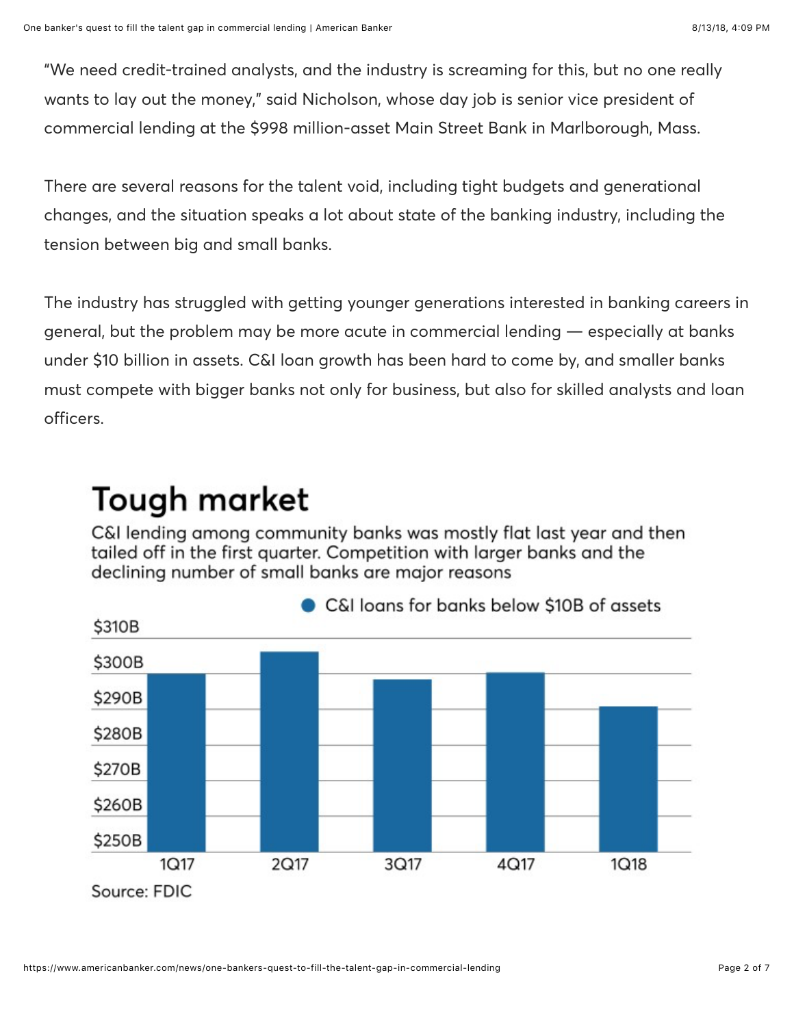"We need credit-trained analysts, and the industry is screaming for this, but no one really wants to lay out the money," said Nicholson, whose day job is senior vice president of commercial lending at the $998 million-asset Main Street Bank in Marlborough, Mass.

There are several reasons for the talent void, including tight budgets and generational changes, and the situation speaks a lot about state of the banking industry, including the tension between big and small banks.

The industry has struggled with getting younger generations interested in banking careers in general, but the problem may be more acute in commercial lending — especially at banks under $10 billion in assets. C&I loan growth has been hard to come by, and smaller banks must compete with bigger banks not only for business, but also for skilled analysts and loan officers.

## Tough market

C&I lending among community banks was mostly flat last year and then tailed off in the first quarter. Competition with larger banks and the declining number of small banks are major reasons

C&I loans for banks below $10B of assets

$310B
$300B
$290B
$280B
$270B
$260B
$250B

1Q17
2Q17
3Q17
4Q17
1Q18

Source: FDIC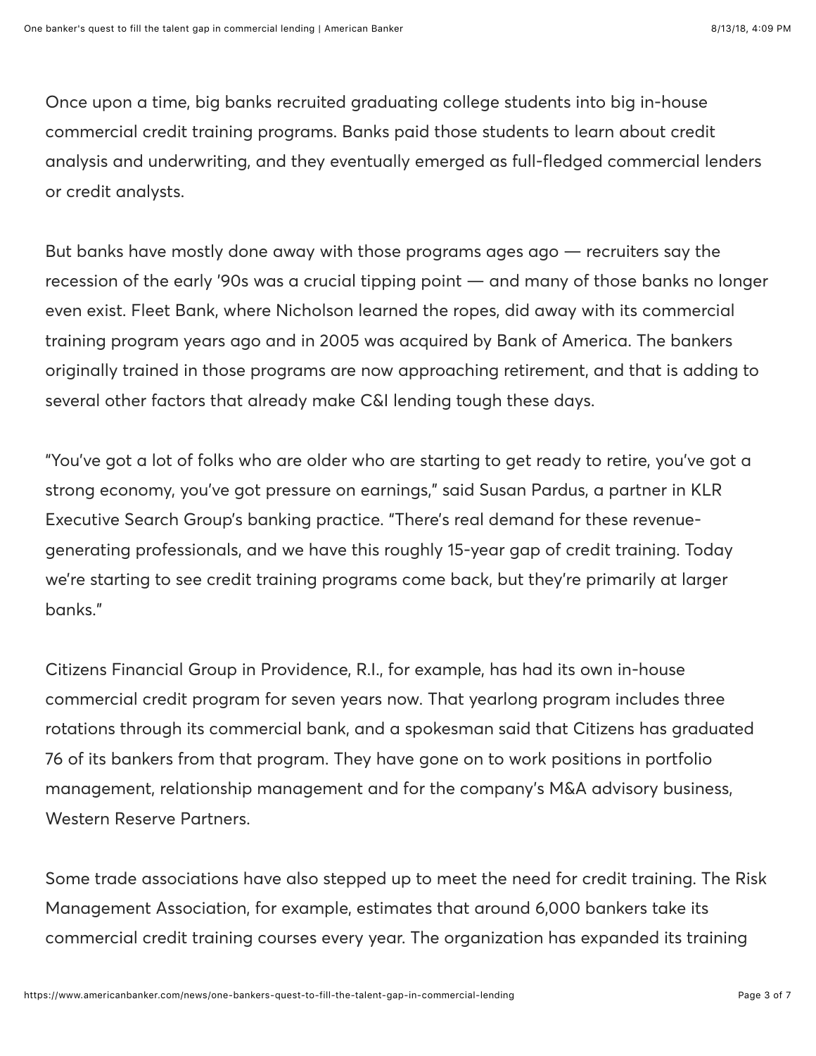Once upon a time, big banks recruited graduating college students into big in-house commercial credit training programs. Banks paid those students to learn about credit analysis and underwriting, and they eventually emerged as full-fledged commercial lenders or credit analysts.

But banks have mostly done away with those programs ages ago — recruiters say the recession of the early '90s was a crucial tipping point — and many of those banks no longer even exist. Fleet Bank, where Nicholson learned the ropes, did away with its commercial training program years ago and in 2005 was acquired by Bank of America. The bankers originally trained in those programs are now approaching retirement, and that is adding to several other factors that already make C&I lending tough these days.

"You've got a lot of folks who are older who are starting to get ready to retire, you've got a strong economy, you've got pressure on earnings," said Susan Pardus, a partner in KLR Executive Search Group's banking practice. "There's real demand for these revenue-generating professionals, and we have this roughly 15-year gap of credit training. Today we're starting to see credit training programs come back, but they're primarily at larger banks."

Citizens Financial Group in Providence, R.I., for example, has had its own in-house commercial credit program for seven years now. That yearlong program includes three rotations through its commercial bank, and a spokesman said that Citizens has graduated 76 of its bankers from that program. They have gone on to work positions in portfolio management, relationship management and for the company's M&A advisory business, Western Reserve Partners.

Some trade associations have also stepped up to meet the need for credit training. The Risk Management Association, for example, estimates that around 6,000 bankers take its commercial credit training courses every year. The organization has expanded its training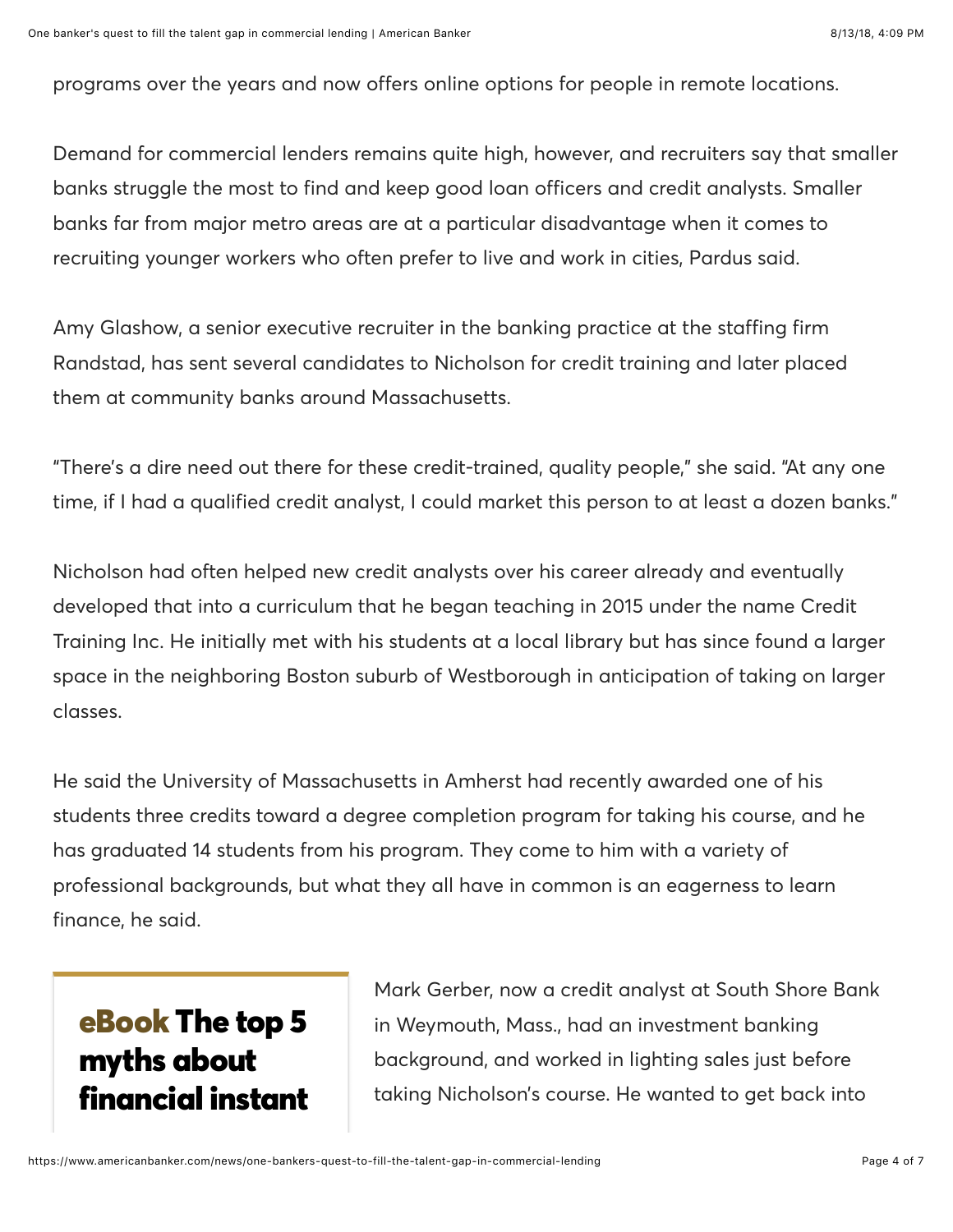programs over the years and now offers online options for people in remote locations.

Demand for commercial lenders remains quite high, however, and recruiters say that smaller banks struggle the most to find and keep good loan officers and credit analysts. Smaller banks far from major metro areas are at a particular disadvantage when it comes to recruiting younger workers who often prefer to live and work in cities, Pardus said.

Amy Glashow, a senior executive recruiter in the banking practice at the staffing firm Randstad, has sent several candidates to Nicholson for credit training and later placed them at community banks around Massachusetts.

"There's a dire need out there for these credit-trained, quality people," she said. "At any one time, if I had a qualified credit analyst, I could market this person to at least a dozen banks."

Nicholson had often helped new credit analysts over his career already and eventually developed that into a curriculum that he began teaching in 2015 under the name Credit Training Inc. He initially met with his students at a local library but has since found a larger space in the neighboring Boston suburb of Westborough in anticipation of taking on larger classes.

He said the University of Massachusetts in Amherst had recently awarded one of his students three credits toward a degree completion program for taking his course, and he has graduated 14 students from his program. They come to him with a variety of professional backgrounds, but what they all have in common is an eagerness to learn finance, he said.

**eBook The top 5 myths about financial instant**

Mark Gerber, now a credit analyst at South Shore Bank in Weymouth, Mass., had an investment banking background, and worked in lighting sales just before taking Nicholson's course. He wanted to get back into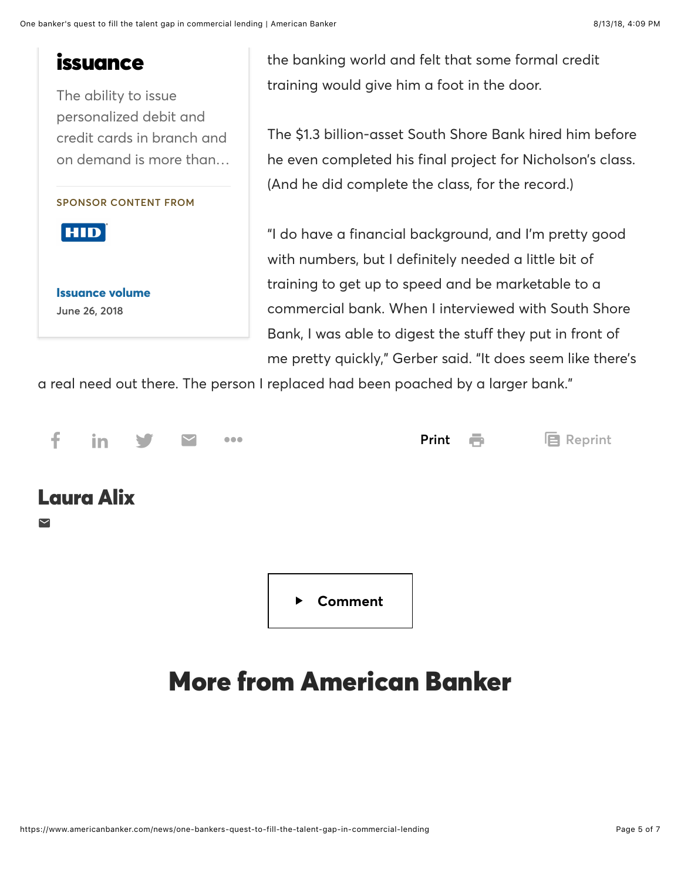**issuance**

The ability to issue personalized debit and credit cards in branch and on demand is more than…

SPONSOR CONTENT FROM

HID

**Issuance volume**

June 26, 2018

the banking world and felt that some formal credit training would give him a foot in the door.

The $1.3 billion-asset South Shore Bank hired him before he even completed his final project for Nicholson's class. (And he did complete the class, for the record.)

"I do have a financial background, and I'm pretty good with numbers, but I definitely needed a little bit of training to get up to speed and be marketable to a commercial bank. When I interviewed with South Shore Bank, I was able to digest the stuff they put in front of me pretty quickly," Gerber said. "It does seem like there's a real need out there. The person I replaced had been poached by a larger bank."

Print

Reprint

## Laura Alix

Comment

# More from American Banker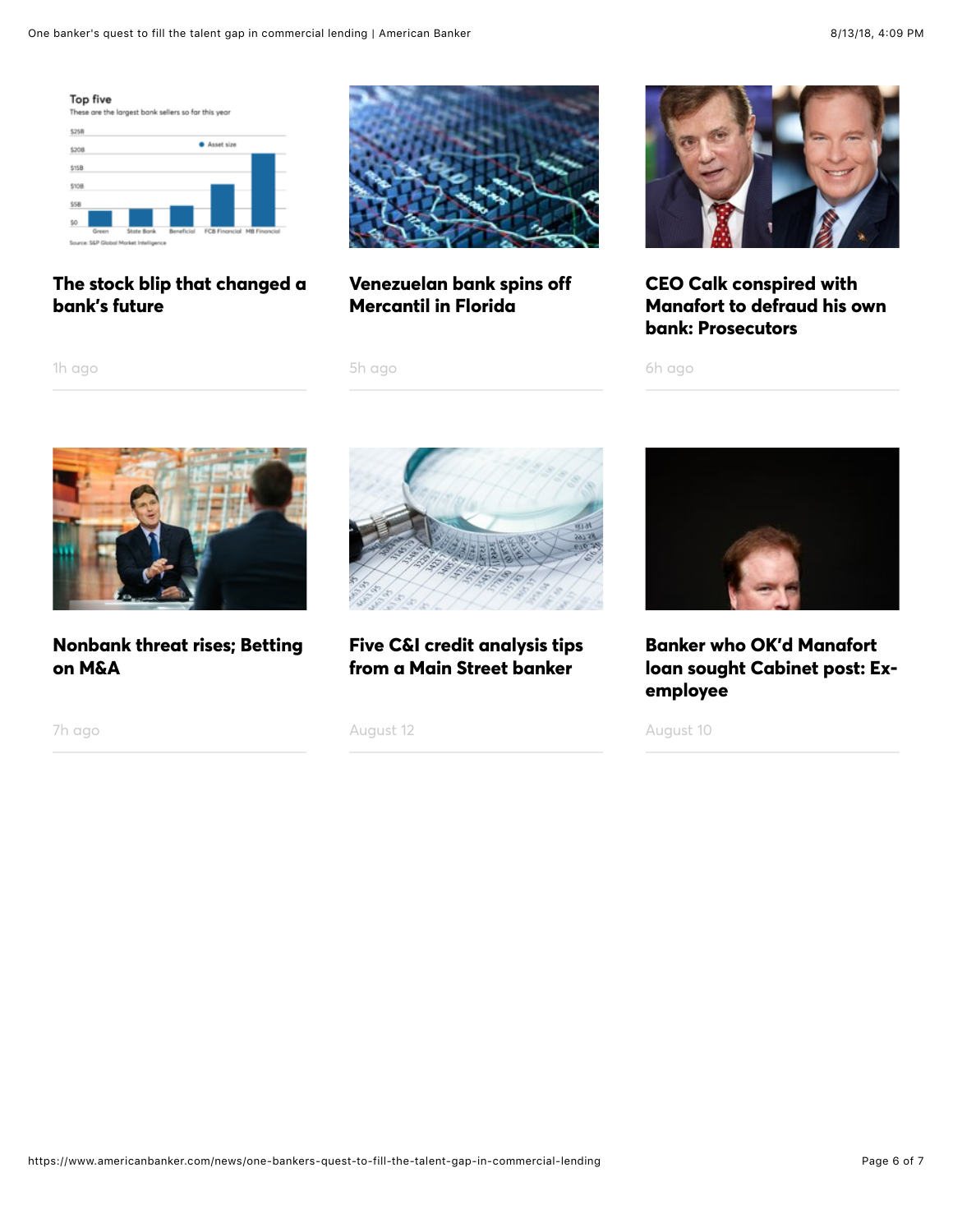Top five

These are the largest bank sellers so far this year

$25B
$20B
$15B
$10B
$5B
$0

Asset size

Green
State Bank
Beneficial
FCB Financial
MB Financial

Source: S&P Global Market Intelligence

**The stock blip that changed a bank's future**

1h ago

**Venezuelan bank spins off Mercantil in Florida**

5h ago

**CEO Calk conspired with Manafort to defraud his own bank: Prosecutors**

6h ago

**Nonbank threat rises; Betting on M&A**

7h ago

**Five C&I credit analysis tips from a Main Street banker**

August 12

**Banker who OK'd Manafort loan sought Cabinet post: Ex-employee**

August 10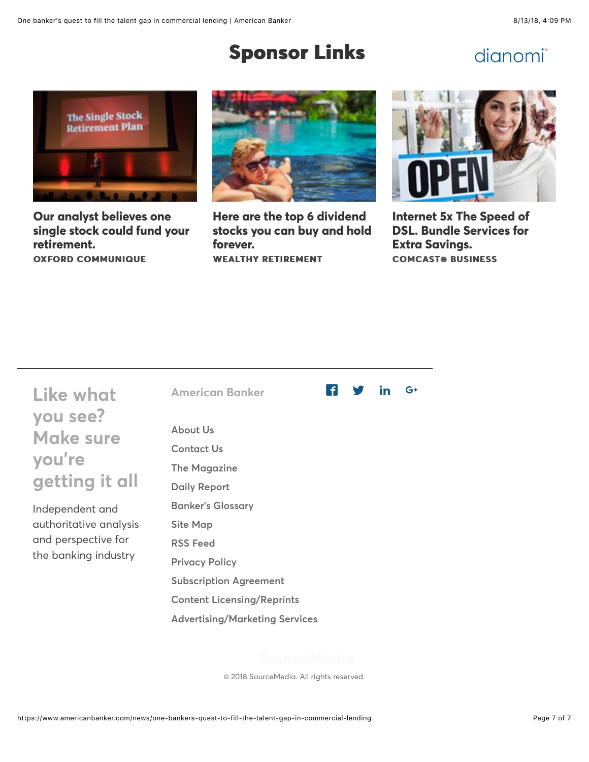## Sponsor Links

dianomi

**Our analyst believes one single stock could fund your retirement.**
OXFORD COMMUNIQUE

**Here are the top 6 dividend stocks you can buy and hold forever.**
WEALTHY RETIREMENT

**Internet 5x The Speed of DSL. Bundle Services for Extra Savings.**
COMCAST® BUSINESS

---

**Like what you see? Make sure you're getting it all**

Independent and authoritative analysis and perspective for the banking industry

American Banker

- About Us
- Contact Us
- The Magazine
- Daily Report
- Banker's Glossary
- Site Map
- RSS Feed
- Privacy Policy
- Subscription Agreement
- Content Licensing/Reprints
- Advertising/Marketing Services

SourceMedia

© 2018 SourceMedia. All rights reserved.